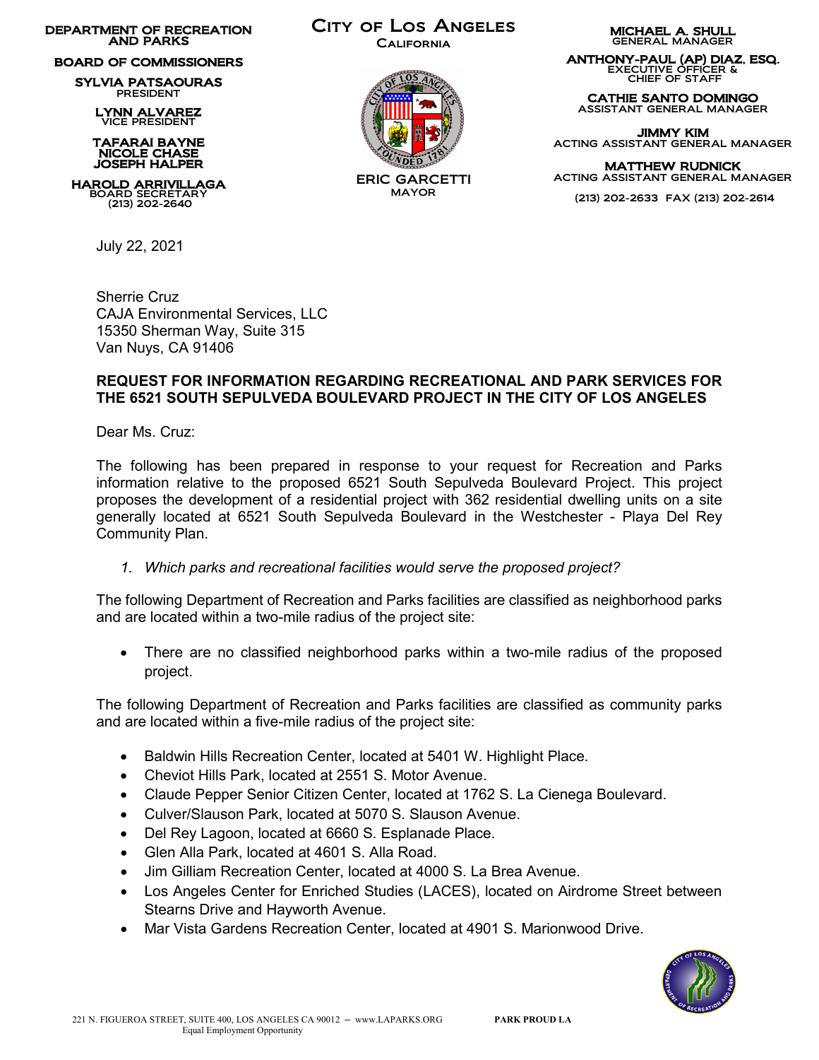DEPARTMENT OF RECREATION AND PARKS

BOARD OF COMMISSIONERS

SYLVIA PATSAOURAS
PRESIDENT

LYNN ALVAREZ
VICE PRESIDENT

TAFARAI BAYNE
NICOLE CHASE
JOSEPH HALPER

HAROLD ARRIVILLAGA
BOARD SECRETARY
(213) 202-2640

CITY OF LOS ANGELES
CALIFORNIA

ERIC GARCETTI
MAYOR

MICHAEL A. SHULL
GENERAL MANAGER

ANTHONY-PAUL (AP) DIAZ, ESQ.
EXECUTIVE OFFICER & CHIEF OF STAFF

CATHIE SANTO DOMINGO
ASSISTANT GENERAL MANAGER

JIMMY KIM
ACTING ASSISTANT GENERAL MANAGER

MATTHEW RUDNICK
ACTING ASSISTANT GENERAL MANAGER

(213) 202-2633 FAX (213) 202-2614

July 22, 2021

Sherrie Cruz
CAJA Environmental Services, LLC
15350 Sherman Way, Suite 315
Van Nuys, CA 91406

**REQUEST FOR INFORMATION REGARDING RECREATIONAL AND PARK SERVICES FOR THE 6521 SOUTH SEPULVEDA BOULEVARD PROJECT IN THE CITY OF LOS ANGELES**

Dear Ms. Cruz:

The following has been prepared in response to your request for Recreation and Parks information relative to the proposed 6521 South Sepulveda Boulevard Project. This project proposes the development of a residential project with 362 residential dwelling units on a site generally located at 6521 South Sepulveda Boulevard in the Westchester - Playa Del Rey Community Plan.

1. *Which parks and recreational facilities would serve the proposed project?*

The following Department of Recreation and Parks facilities are classified as neighborhood parks and are located within a two-mile radius of the project site:

- There are no classified neighborhood parks within a two-mile radius of the proposed project.

The following Department of Recreation and Parks facilities are classified as community parks and are located within a five-mile radius of the project site:

- Baldwin Hills Recreation Center, located at 5401 W. Highlight Place.
- Cheviot Hills Park, located at 2551 S. Motor Avenue.
- Claude Pepper Senior Citizen Center, located at 1762 S. La Cienega Boulevard.
- Culver/Slauson Park, located at 5070 S. Slauson Avenue.
- Del Rey Lagoon, located at 6660 S. Esplanade Place.
- Glen Alla Park, located at 4601 S. Alla Road.
- Jim Gilliam Recreation Center, located at 4000 S. La Brea Avenue.
- Los Angeles Center for Enriched Studies (LACES), located on Airdrome Street between Stearns Drive and Hayworth Avenue.
- Mar Vista Gardens Recreation Center, located at 4901 S. Marionwood Drive.

221 N. FIGUEROA STREET, SUITE 400, LOS ANGELES CA 90012 – www.LAPARKS.ORG
Equal Employment Opportunity

PARK PROUD LA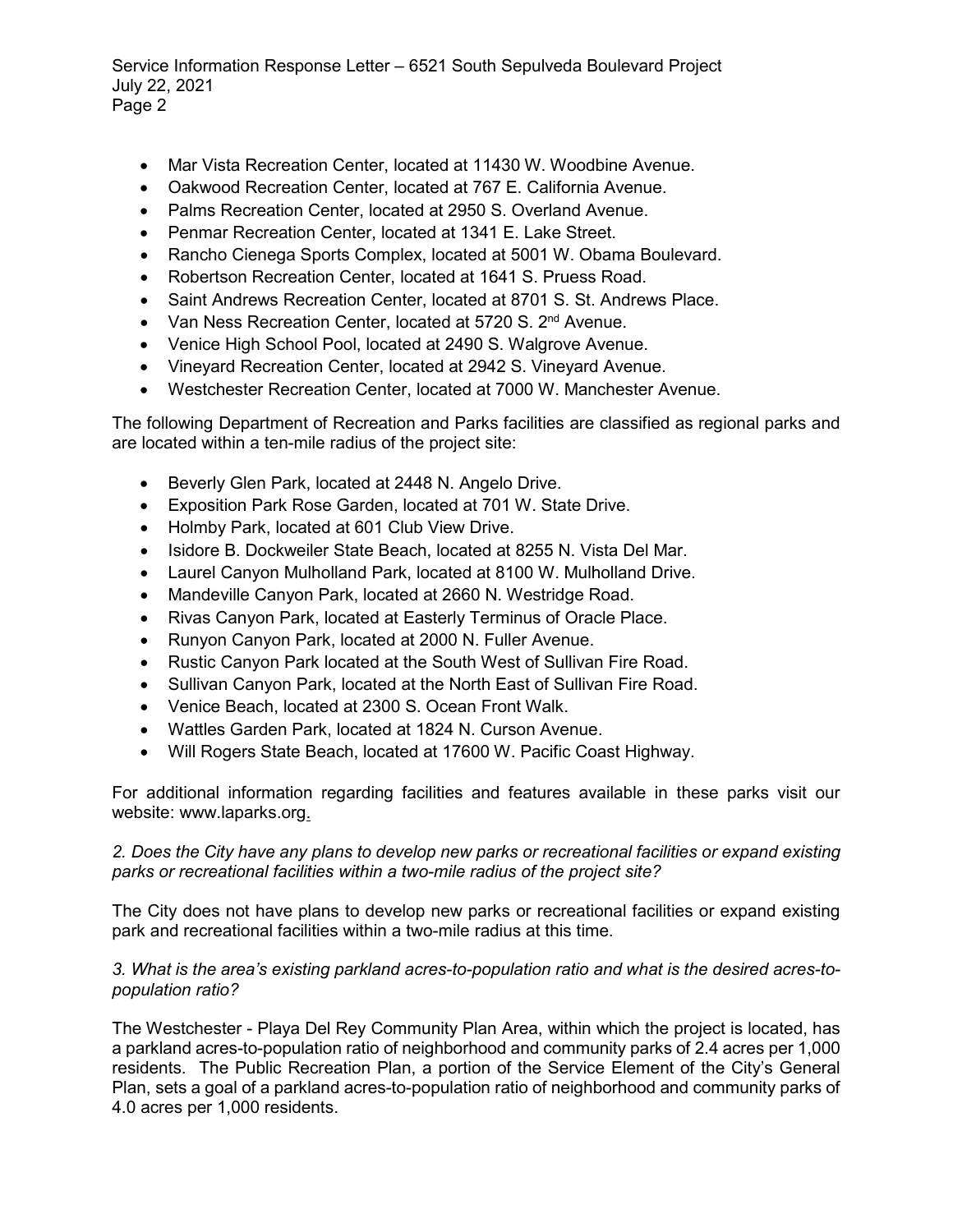- Mar Vista Recreation Center, located at 11430 W. Woodbine Avenue.
- Oakwood Recreation Center, located at 767 E. California Avenue.
- Palms Recreation Center, located at 2950 S. Overland Avenue.
- Penmar Recreation Center, located at 1341 E. Lake Street.
- Rancho Cienega Sports Complex, located at 5001 W. Obama Boulevard.
- Robertson Recreation Center, located at 1641 S. Pruess Road.
- Saint Andrews Recreation Center, located at 8701 S. St. Andrews Place.
- Van Ness Recreation Center, located at 5720 S. 2nd Avenue.
- Venice High School Pool, located at 2490 S. Walgrove Avenue.
- Vineyard Recreation Center, located at 2942 S. Vineyard Avenue.
- Westchester Recreation Center, located at 7000 W. Manchester Avenue.

The following Department of Recreation and Parks facilities are classified as regional parks and are located within a ten-mile radius of the project site:

- Beverly Glen Park, located at 2448 N. Angelo Drive.
- Exposition Park Rose Garden, located at 701 W. State Drive.
- Holmby Park, located at 601 Club View Drive.
- Isidore B. Dockweiler State Beach, located at 8255 N. Vista Del Mar.
- Laurel Canyon Mulholland Park, located at 8100 W. Mulholland Drive.
- Mandeville Canyon Park, located at 2660 N. Westridge Road.
- Rivas Canyon Park, located at Easterly Terminus of Oracle Place.
- Runyon Canyon Park, located at 2000 N. Fuller Avenue.
- Rustic Canyon Park located at the South West of Sullivan Fire Road.
- Sullivan Canyon Park, located at the North East of Sullivan Fire Road.
- Venice Beach, located at 2300 S. Ocean Front Walk.
- Wattles Garden Park, located at 1824 N. Curson Avenue.
- Will Rogers State Beach, located at 17600 W. Pacific Coast Highway.

For additional information regarding facilities and features available in these parks visit our website: www.laparks.org.

*2. Does the City have any plans to develop new parks or recreational facilities or expand existing parks or recreational facilities within a two-mile radius of the project site?*

The City does not have plans to develop new parks or recreational facilities or expand existing park and recreational facilities within a two-mile radius at this time.

*3. What is the area's existing parkland acres-to-population ratio and what is the desired acres-to-population ratio?*

The Westchester - Playa Del Rey Community Plan Area, within which the project is located, has a parkland acres-to-population ratio of neighborhood and community parks of 2.4 acres per 1,000 residents. The Public Recreation Plan, a portion of the Service Element of the City's General Plan, sets a goal of a parkland acres-to-population ratio of neighborhood and community parks of 4.0 acres per 1,000 residents.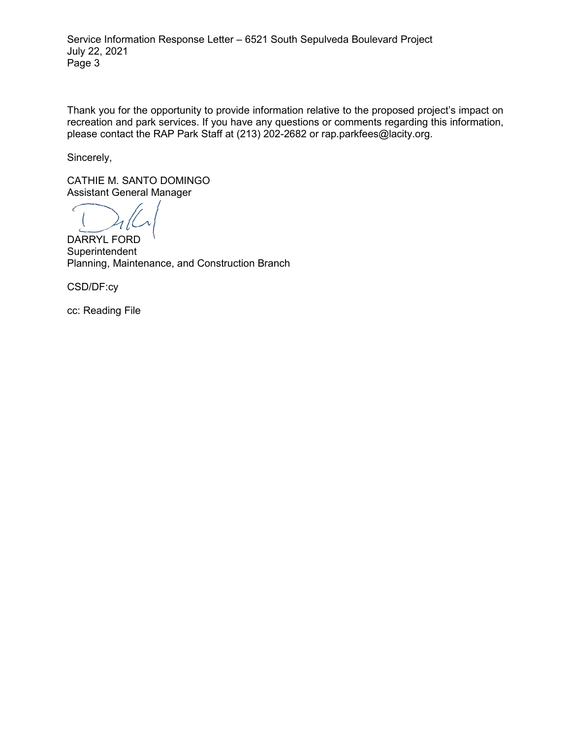Thank you for the opportunity to provide information relative to the proposed project's impact on recreation and park services. If you have any questions or comments regarding this information, please contact the RAP Park Staff at (213) 202-2682 or rap.parkfees@lacity.org.

Sincerely,

CATHIE M. SANTO DOMINGO
Assistant General Manager

DARRYL FORD
Superintendent
Planning, Maintenance, and Construction Branch

CSD/DF:cy

cc: Reading File